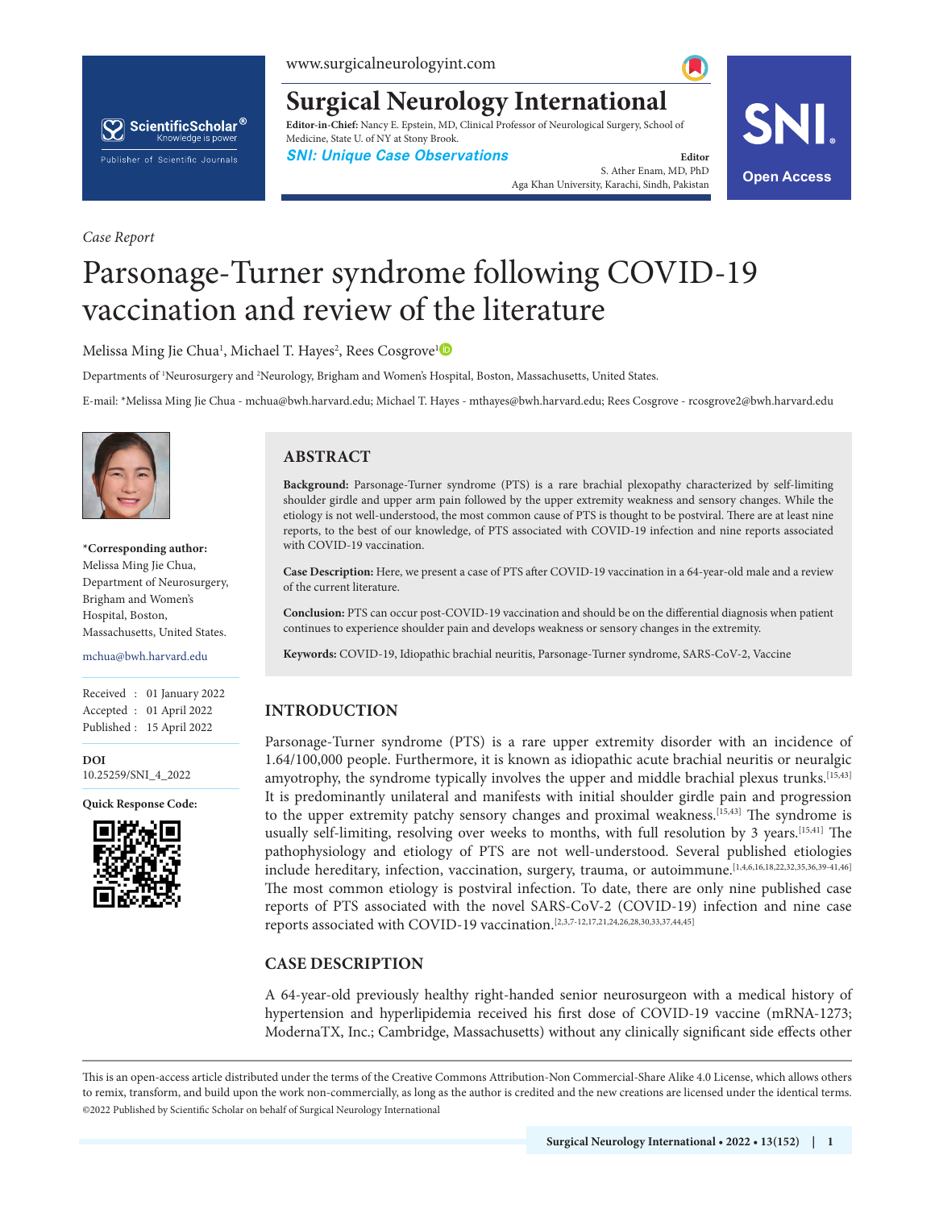Case Report

# Parsonage-Turner syndrome following COVID-19 vaccination and review of the literature

Melissa Ming Jie Chua[1], Michael T. Hayes[2], Rees Cosgrove[1]

Departments of [1]Neurosurgery and [2]Neurology, Brigham and Women's Hospital, Boston, Massachusetts, United States.

E-mail: *Melissa Ming Jie Chua - mchua@bwh.harvard.edu; Michael T. Hayes - mthayes@bwh.harvard.edu; Rees Cosgrove - rcosgrove2@bwh.harvard.edu

**\*Corresponding author:**
Melissa Ming Jie Chua,
Department of Neurosurgery,
Brigham and Women's
Hospital, Boston,
Massachusetts, United States.

mchua@bwh.harvard.edu

Received : 01 January 2022
Accepted : 01 April 2022
Published : 15 April 2022

**DOI**
10.25259/SNI_4_2022

**Quick Response Code:**

## ABSTRACT

**Background:** Parsonage-Turner syndrome (PTS) is a rare brachial plexopathy characterized by self-limiting shoulder girdle and upper arm pain followed by the upper extremity weakness and sensory changes. While the etiology is not well-understood, the most common cause of PTS is thought to be postviral. There are at least nine reports, to the best of our knowledge, of PTS associated with COVID-19 infection and nine reports associated with COVID-19 vaccination.

**Case Description:** Here, we present a case of PTS after COVID-19 vaccination in a 64-year-old male and a review of the current literature.

**Conclusion:** PTS can occur post-COVID-19 vaccination and should be on the differential diagnosis when patient continues to experience shoulder pain and develops weakness or sensory changes in the extremity.

**Keywords:** COVID-19, Idiopathic brachial neuritis, Parsonage-Turner syndrome, SARS-CoV-2, Vaccine

## INTRODUCTION

Parsonage-Turner syndrome (PTS) is a rare upper extremity disorder with an incidence of 1.64/100,000 people. Furthermore, it is known as idiopathic acute brachial neuritis or neuralgic amyotrophy, the syndrome typically involves the upper and middle brachial plexus trunks.[15,43] It is predominantly unilateral and manifests with initial shoulder girdle pain and progression to the upper extremity patchy sensory changes and proximal weakness.[15,43] The syndrome is usually self-limiting, resolving over weeks to months, with full resolution by 3 years.[15,41] The pathophysiology and etiology of PTS are not well-understood. Several published etiologies include hereditary, infection, vaccination, surgery, trauma, or autoimmune.[1,4,6,16,18,22,32,35,36,39-41,46] The most common etiology is postviral infection. To date, there are only nine published case reports of PTS associated with the novel SARS-CoV-2 (COVID-19) infection and nine case reports associated with COVID-19 vaccination.[2,3,7-12,17,21,24,26,28,30,33,37,44,45]

## CASE DESCRIPTION

A 64-year-old previously healthy right-handed senior neurosurgeon with a medical history of hypertension and hyperlipidemia received his first dose of COVID-19 vaccine (mRNA-1273; ModernaTX, Inc.; Cambridge, Massachusetts) without any clinically significant side effects other

This is an open-access article distributed under the terms of the Creative Commons Attribution-Non Commercial-Share Alike 4.0 License, which allows others to remix, transform, and build upon the work non-commercially, as long as the author is credited and the new creations are licensed under the identical terms.
©2022 Published by Scientific Scholar on behalf of Surgical Neurology International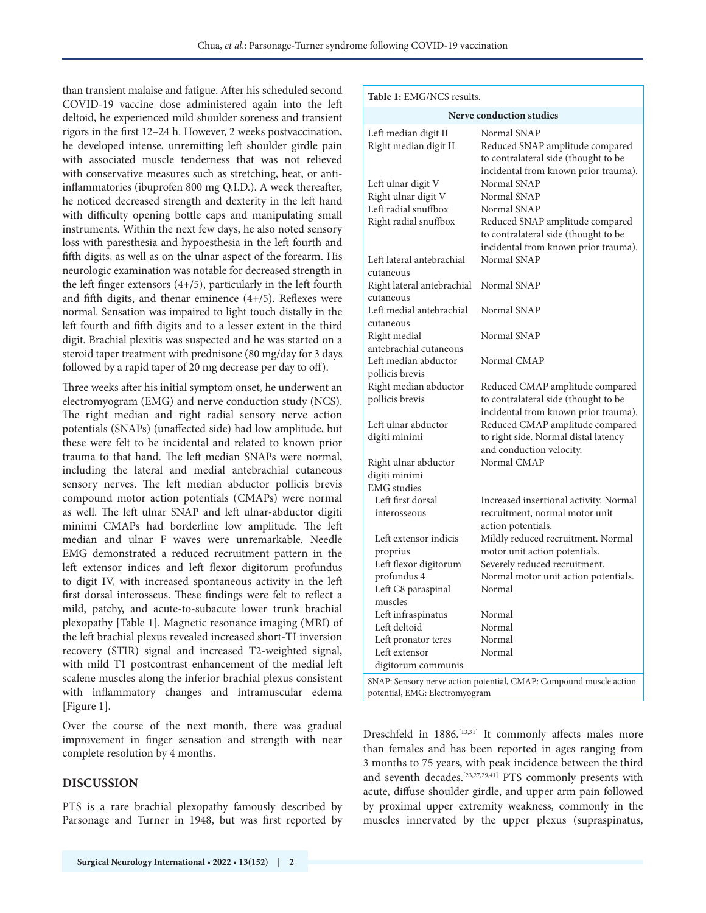than transient malaise and fatigue. After his scheduled second COVID-19 vaccine dose administered again into the left deltoid, he experienced mild shoulder soreness and transient rigors in the first 12–24 h. However, 2 weeks postvaccination, he developed intense, unremitting left shoulder girdle pain with associated muscle tenderness that was not relieved with conservative measures such as stretching, heat, or anti-inflammatories (ibuprofen 800 mg Q.I.D.). A week thereafter, he noticed decreased strength and dexterity in the left hand with difficulty opening bottle caps and manipulating small instruments. Within the next few days, he also noted sensory loss with paresthesia and hypoesthesia in the left fourth and fifth digits, as well as on the ulnar aspect of the forearm. His neurologic examination was notable for decreased strength in the left finger extensors (4+/5), particularly in the left fourth and fifth digits, and thenar eminence (4+/5). Reflexes were normal. Sensation was impaired to light touch distally in the left fourth and fifth digits and to a lesser extent in the third digit. Brachial plexitis was suspected and he was started on a steroid taper treatment with prednisone (80 mg/day for 3 days followed by a rapid taper of 20 mg decrease per day to off).

Three weeks after his initial symptom onset, he underwent an electromyogram (EMG) and nerve conduction study (NCS). The right median and right radial sensory nerve action potentials (SNAPs) (unaffected side) had low amplitude, but these were felt to be incidental and related to known prior trauma to that hand. The left median SNAPs were normal, including the lateral and medial antebrachial cutaneous sensory nerves. The left median abductor pollicis brevis compound motor action potentials (CMAPs) were normal as well. The left ulnar SNAP and left ulnar-abductor digiti minimi CMAPs had borderline low amplitude. The left median and ulnar F waves were unremarkable. Needle EMG demonstrated a reduced recruitment pattern in the left extensor indices and left flexor digitorum profundus to digit IV, with increased spontaneous activity in the left first dorsal interosseus. These findings were felt to reflect a mild, patchy, and acute-to-subacute lower trunk brachial plexopathy [Table 1]. Magnetic resonance imaging (MRI) of the left brachial plexus revealed increased short-TI inversion recovery (STIR) signal and increased T2-weighted signal, with mild T1 postcontrast enhancement of the medial left scalene muscles along the inferior brachial plexus consistent with inflammatory changes and intramuscular edema [Figure 1].

Over the course of the next month, there was gradual improvement in finger sensation and strength with near complete resolution by 4 months.

**Table 1:** EMG/NCS results.

| **Nerve conduction studies** | |
|---|---|
| Left median digit II | Normal SNAP |
| Right median digit II | Reduced SNAP amplitude compared to contralateral side (thought to be incidental from known prior trauma). |
| Left ulnar digit V | Normal SNAP |
| Right ulnar digit V | Normal SNAP |
| Left radial snuffbox | Normal SNAP |
| Right radial snuffbox | Reduced SNAP amplitude compared to contralateral side (thought to be incidental from known prior trauma). |
| Left lateral antebrachial cutaneous | Normal SNAP |
| Right lateral antebrachial cutaneous | Normal SNAP |
| Left medial antebrachial cutaneous | Normal SNAP |
| Right medial antebrachial cutaneous | Normal SNAP |
| Left median abductor pollicis brevis | Normal CMAP |
| Right median abductor pollicis brevis | Reduced CMAP amplitude compared to contralateral side (thought to be incidental from known prior trauma). |
| Left ulnar abductor digiti minimi | Reduced CMAP amplitude compared to right side. Normal distal latency and conduction velocity. |
| Right ulnar abductor digiti minimi | Normal CMAP |
| EMG studies | |
| Left first dorsal interosseous | Increased insertional activity. Normal recruitment, normal motor unit action potentials. |
| Left extensor indicis proprius | Mildly reduced recruitment. Normal motor unit action potentials. |
| Left flexor digitorum profundus 4 | Severely reduced recruitment. Normal motor unit action potentials. |
| Left C8 paraspinal muscles | Normal |
| Left infraspinatus | Normal |
| Left deltoid | Normal |
| Left pronator teres | Normal |
| Left extensor digitorum communis | Normal |

SNAP: Sensory nerve action potential, CMAP: Compound muscle action potential, EMG: Electromyogram

## DISCUSSION

PTS is a rare brachial plexopathy famously described by Parsonage and Turner in 1948, but was first reported by Dreschfeld in 1886.[13,31] It commonly affects males more than females and has been reported in ages ranging from 3 months to 75 years, with peak incidence between the third and seventh decades.[23,27,29,41] PTS commonly presents with acute, diffuse shoulder girdle, and upper arm pain followed by proximal upper extremity weakness, commonly in the muscles innervated by the upper plexus (supraspinatus,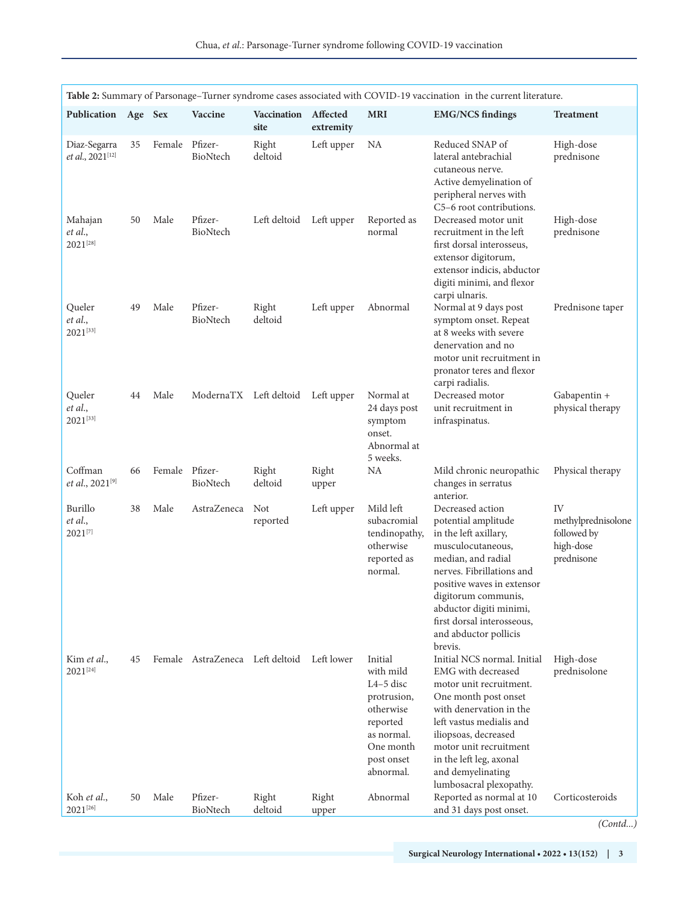**Table 2:** Summary of Parsonage–Turner syndrome cases associated with COVID-19 vaccination in the current literature.

| Publication | Age | Sex | Vaccine | Vaccination site | Affected extremity | MRI | EMG/NCS findings | Treatment |
|---|---|---|---|---|---|---|---|---|
| Diaz-Segarra *et al*., 2021[12] | 35 | Female | Pfizer-BioNtech | Right deltoid | Left upper | NA | Reduced SNAP of lateral antebrachial cutaneous nerve. Active demyelination of peripheral nerves with C5–6 root contributions. | High-dose prednisone |
| Mahajan *et al*., 2021[28] | 50 | Male | Pfizer-BioNtech | Left deltoid | Left upper | Reported as normal | Decreased motor unit recruitment in the left first dorsal interosseus, extensor digitorum, extensor indicis, abductor digiti minimi, and flexor carpi ulnaris. | High-dose prednisone |
| Queler *et al*., 2021[33] | 49 | Male | Pfizer-BioNtech | Right deltoid | Left upper | Abnormal | Normal at 9 days post symptom onset. Repeat at 8 weeks with severe denervation and no motor unit recruitment in pronator teres and flexor carpi radialis. | Prednisone taper |
| Queler *et al*., 2021[33] | 44 | Male | ModernaTX | Left deltoid | Left upper | Normal at 24 days post symptom onset. Abnormal at 5 weeks. | Decreased motor unit recruitment in infraspinatus. | Gabapentin + physical therapy |
| Coffman *et al*., 2021[9] | 66 | Female | Pfizer-BioNtech | Right deltoid | Right upper | NA | Mild chronic neuropathic changes in serratus anterior. | Physical therapy |
| Burillo *et al*., 2021[7] | 38 | Male | AstraZeneca | Not reported | Left upper | Mild left subacromial tendinopathy, otherwise reported as normal. | Decreased action potential amplitude in the left axillary, musculocutaneous, median, and radial nerves. Fibrillations and positive waves in extensor digitorum communis, abductor digiti minimi, first dorsal interosseous, and abductor pollicis brevis. | IV methylprednisolone followed by high-dose prednisone |
| Kim *et al*., 2021[24] | 45 | Female | AstraZeneca | Left deltoid | Left lower | Initial with mild L4–5 disc protrusion, otherwise reported as normal. One month post onset abnormal. | Initial NCS normal. Initial EMG with decreased motor unit recruitment. One month post onset with denervation in the left vastus medialis and iliopsoas, decreased motor unit recruitment in the left leg, axonal and demyelinating lumbosacral plexopathy. | High-dose prednisolone |
| Koh *et al*., 2021[26] | 50 | Male | Pfizer-BioNtech | Right deltoid | Right upper | Abnormal | Reported as normal at 10 and 31 days post onset. | Corticosteroids |

*(Contd...)*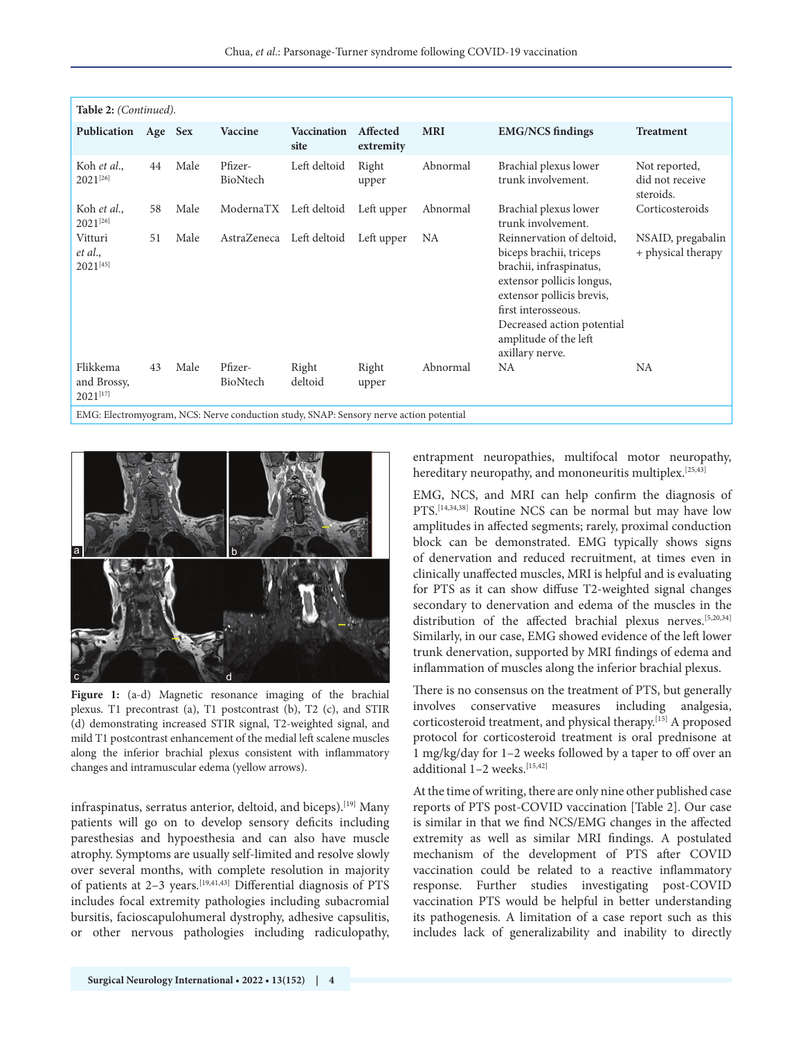**Table 2:** *(Continued).*

| Publication | Age | Sex | Vaccine | Vaccination site | Affected extremity | MRI | EMG/NCS findings | Treatment |
|---|---|---|---|---|---|---|---|---|
| Koh *et al.*, 2021[26] | 44 | Male | Pfizer-BioNtech | Left deltoid | Right upper | Abnormal | Brachial plexus lower trunk involvement. | Not reported, did not receive steroids. |
| Koh *et al.*, 2021[26] | 58 | Male | ModernaTX | Left deltoid | Left upper | Abnormal | Brachial plexus lower trunk involvement. | Corticosteroids |
| Vitturi *et al.*, 2021[45] | 51 | Male | AstraZeneca | Left deltoid | Left upper | NA | Reinnervation of deltoid, biceps brachii, triceps brachii, infraspinatus, extensor pollicis longus, extensor pollicis brevis, first interosseous. Decreased action potential amplitude of the left axillary nerve. | NSAID, pregabalin + physical therapy |
| Flikkema and Brossy, 2021[17] | 43 | Male | Pfizer-BioNtech | Right deltoid | Right upper | Abnormal | NA | NA |

EMG: Electromyogram, NCS: Nerve conduction study, SNAP: Sensory nerve action potential

**Figure 1:** (a-d) Magnetic resonance imaging of the brachial plexus. T1 precontrast (a), T1 postcontrast (b), T2 (c), and STIR (d) demonstrating increased STIR signal, T2-weighted signal, and mild T1 postcontrast enhancement of the medial left scalene muscles along the inferior brachial plexus consistent with inflammatory changes and intramuscular edema (yellow arrows).

infraspinatus, serratus anterior, deltoid, and biceps).[19] Many patients will go on to develop sensory deficits including paresthesias and hypoesthesia and can also have muscle atrophy. Symptoms are usually self-limited and resolve slowly over several months, with complete resolution in majority of patients at 2–3 years.[19,41,43] Differential diagnosis of PTS includes focal extremity pathologies including subacromial bursitis, facioscapulohumeral dystrophy, adhesive capsulitis, or other nervous pathologies including radiculopathy, entrapment neuropathies, multifocal motor neuropathy, hereditary neuropathy, and mononeuritis multiplex.[25,43]

EMG, NCS, and MRI can help confirm the diagnosis of PTS.[14,34,38] Routine NCS can be normal but may have low amplitudes in affected segments; rarely, proximal conduction block can be demonstrated. EMG typically shows signs of denervation and reduced recruitment, at times even in clinically unaffected muscles, MRI is helpful and is evaluating for PTS as it can show diffuse T2-weighted signal changes secondary to denervation and edema of the muscles in the distribution of the affected brachial plexus nerves.[5,20,34] Similarly, in our case, EMG showed evidence of the left lower trunk denervation, supported by MRI findings of edema and inflammation of muscles along the inferior brachial plexus.

There is no consensus on the treatment of PTS, but generally involves conservative measures including analgesia, corticosteroid treatment, and physical therapy.[15] A proposed protocol for corticosteroid treatment is oral prednisone at 1 mg/kg/day for 1–2 weeks followed by a taper to off over an additional 1–2 weeks.[15,42]

At the time of writing, there are only nine other published case reports of PTS post-COVID vaccination [Table 2]. Our case is similar in that we find NCS/EMG changes in the affected extremity as well as similar MRI findings. A postulated mechanism of the development of PTS after COVID vaccination could be related to a reactive inflammatory response. Further studies investigating post-COVID vaccination PTS would be helpful in better understanding its pathogenesis. A limitation of a case report such as this includes lack of generalizability and inability to directly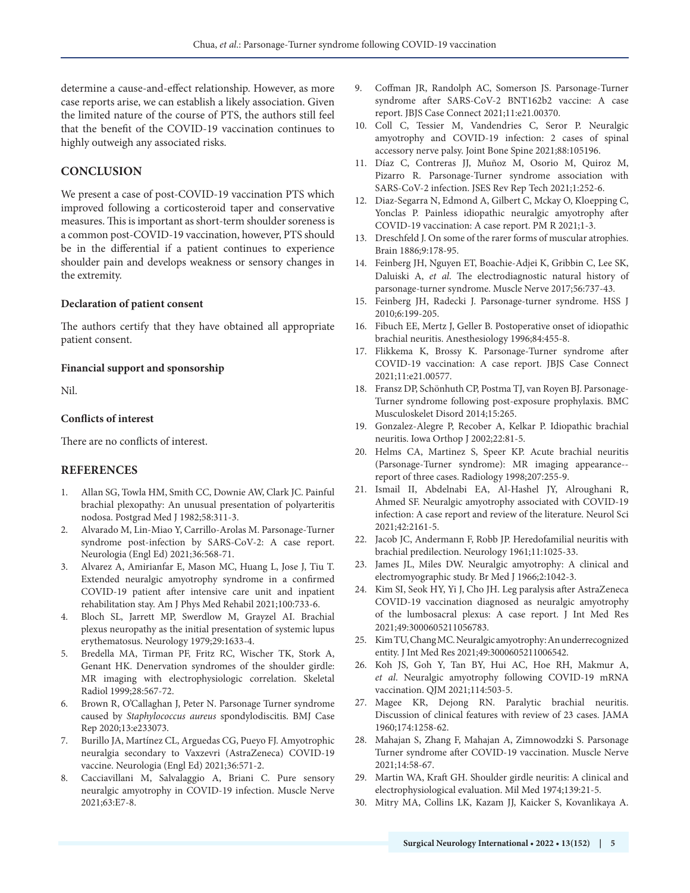determine a cause-and-effect relationship. However, as more case reports arise, we can establish a likely association. Given the limited nature of the course of PTS, the authors still feel that the benefit of the COVID-19 vaccination continues to highly outweigh any associated risks.

## CONCLUSION

We present a case of post-COVID-19 vaccination PTS which improved following a corticosteroid taper and conservative measures. This is important as short-term shoulder soreness is a common post-COVID-19 vaccination, however, PTS should be in the differential if a patient continues to experience shoulder pain and develops weakness or sensory changes in the extremity.

### Declaration of patient consent

The authors certify that they have obtained all appropriate patient consent.

### Financial support and sponsorship

Nil.

### Conflicts of interest

There are no conflicts of interest.

## REFERENCES

1. Allan SG, Towla HM, Smith CC, Downie AW, Clark JC. Painful brachial plexopathy: An unusual presentation of polyarteritis nodosa. Postgrad Med J 1982;58:311-3.
2. Alvarado M, Lin-Miao Y, Carrillo-Arolas M. Parsonage-Turner syndrome post-infection by SARS-CoV-2: A case report. Neurologia (Engl Ed) 2021;36:568-71.
3. Alvarez A, Amirianfar E, Mason MC, Huang L, Jose J, Tiu T. Extended neuralgic amyotrophy syndrome in a confirmed COVID-19 patient after intensive care unit and inpatient rehabilitation stay. Am J Phys Med Rehabil 2021;100:733-6.
4. Bloch SL, Jarrett MP, Swerdlow M, Grayzel AI. Brachial plexus neuropathy as the initial presentation of systemic lupus erythematosus. Neurology 1979;29:1633-4.
5. Bredella MA, Tirman PF, Fritz RC, Wischer TK, Stork A, Genant HK. Denervation syndromes of the shoulder girdle: MR imaging with electrophysiologic correlation. Skeletal Radiol 1999;28:567-72.
6. Brown R, O'Callaghan J, Peter N. Parsonage Turner syndrome caused by *Staphylococcus aureus* spondylodiscitis. BMJ Case Rep 2020;13:e233073.
7. Burillo JA, Martínez CL, Arguedas CG, Pueyo FJ. Amyotrophic neuralgia secondary to Vaxzevri (AstraZeneca) COVID-19 vaccine. Neurologia (Engl Ed) 2021;36:571-2.
8. Cacciavillani M, Salvalaggio A, Briani C. Pure sensory neuralgic amyotrophy in COVID-19 infection. Muscle Nerve 2021;63:E7-8.
9. Coffman JR, Randolph AC, Somerson JS. Parsonage-Turner syndrome after SARS-CoV-2 BNT162b2 vaccine: A case report. JBJS Case Connect 2021;11:e21.00370.
10. Coll C, Tessier M, Vandendries C, Seror P. Neuralgic amyotrophy and COVID-19 infection: 2 cases of spinal accessory nerve palsy. Joint Bone Spine 2021;88:105196.
11. Díaz C, Contreras JJ, Muñoz M, Osorio M, Quiroz M, Pizarro R. Parsonage-Turner syndrome association with SARS-CoV-2 infection. JSES Rev Rep Tech 2021;1:252-6.
12. Diaz-Segarra N, Edmond A, Gilbert C, Mckay O, Kloepping C, Yonclas P. Painless idiopathic neuralgic amyotrophy after COVID-19 vaccination: A case report. PM R 2021;1-3.
13. Dreschfeld J. On some of the rarer forms of muscular atrophies. Brain 1886;9:178-95.
14. Feinberg JH, Nguyen ET, Boachie-Adjei K, Gribbin C, Lee SK, Daluiski A, *et al*. The electrodiagnostic natural history of parsonage-turner syndrome. Muscle Nerve 2017;56:737-43.
15. Feinberg JH, Radecki J. Parsonage-turner syndrome. HSS J 2010;6:199-205.
16. Fibuch EE, Mertz J, Geller B. Postoperative onset of idiopathic brachial neuritis. Anesthesiology 1996;84:455-8.
17. Flikkema K, Brossy K. Parsonage-Turner syndrome after COVID-19 vaccination: A case report. JBJS Case Connect 2021;11:e21.00577.
18. Fransz DP, Schönhuth CP, Postma TJ, van Royen BJ. Parsonage-Turner syndrome following post-exposure prophylaxis. BMC Musculoskelet Disord 2014;15:265.
19. Gonzalez-Alegre P, Recober A, Kelkar P. Idiopathic brachial neuritis. Iowa Orthop J 2002;22:81-5.
20. Helms CA, Martinez S, Speer KP. Acute brachial neuritis (Parsonage-Turner syndrome): MR imaging appearance--report of three cases. Radiology 1998;207:255-9.
21. Ismail II, Abdelnabi EA, Al-Hashel JY, Alroughani R, Ahmed SF. Neuralgic amyotrophy associated with COVID-19 infection: A case report and review of the literature. Neurol Sci 2021;42:2161-5.
22. Jacob JC, Andermann F, Robb JP. Heredofamilial neuritis with brachial predilection. Neurology 1961;11:1025-33.
23. James JL, Miles DW. Neuralgic amyotrophy: A clinical and electromyographic study. Br Med J 1966;2:1042-3.
24. Kim SI, Seok HY, Yi J, Cho JH. Leg paralysis after AstraZeneca COVID-19 vaccination diagnosed as neuralgic amyotrophy of the lumbosacral plexus: A case report. J Int Med Res 2021;49:3000605211056783.
25. Kim TU, Chang MC. Neuralgic amyotrophy: An underrecognized entity. J Int Med Res 2021;49:3000605211006542.
26. Koh JS, Goh Y, Tan BY, Hui AC, Hoe RH, Makmur A, *et al*. Neuralgic amyotrophy following COVID-19 mRNA vaccination. QJM 2021;114:503-5.
27. Magee KR, Dejong RN. Paralytic brachial neuritis. Discussion of clinical features with review of 23 cases. JAMA 1960;174:1258-62.
28. Mahajan S, Zhang F, Mahajan A, Zimnowodzki S. Parsonage Turner syndrome after COVID-19 vaccination. Muscle Nerve 2021;14:58-67.
29. Martin WA, Kraft GH. Shoulder girdle neuritis: A clinical and electrophysiological evaluation. Mil Med 1974;139:21-5.
30. Mitry MA, Collins LK, Kazam JJ, Kaicker S, Kovanlikaya A.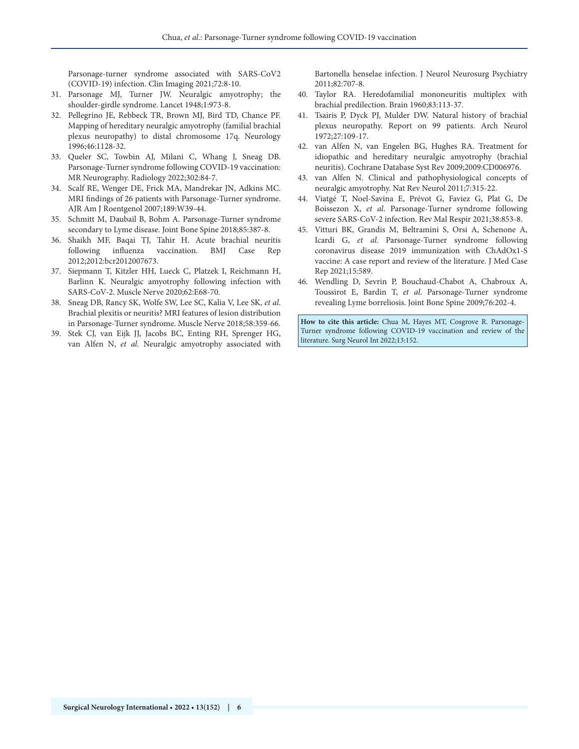Parsonage-turner syndrome associated with SARS-CoV2 (COVID-19) infection. Clin Imaging 2021;72:8-10.

31. Parsonage MJ, Turner JW. Neuralgic amyotrophy; the shoulder-girdle syndrome. Lancet 1948;1:973-8.
32. Pellegrino JE, Rebbeck TR, Brown MJ, Bird TD, Chance PF. Mapping of hereditary neuralgic amyotrophy (familial brachial plexus neuropathy) to distal chromosome 17q. Neurology 1996;46:1128-32.
33. Queler SC, Towbin AJ, Milani C, Whang J, Sneag DB. Parsonage-Turner syndrome following COVID-19 vaccination: MR Neurography. Radiology 2022;302:84-7.
34. Scalf RE, Wenger DE, Frick MA, Mandrekar JN, Adkins MC. MRI findings of 26 patients with Parsonage-Turner syndrome. AJR Am J Roentgenol 2007;189:W39-44.
35. Schmitt M, Daubail B, Bohm A. Parsonage-Turner syndrome secondary to Lyme disease. Joint Bone Spine 2018;85:387-8.
36. Shaikh MF, Baqai TJ, Tahir H. Acute brachial neuritis following influenza vaccination. BMJ Case Rep 2012;2012:bcr2012007673.
37. Siepmann T, Kitzler HH, Lueck C, Platzek I, Reichmann H, Barlinn K. Neuralgic amyotrophy following infection with SARS-CoV-2. Muscle Nerve 2020;62:E68-70.
38. Sneag DB, Rancy SK, Wolfe SW, Lee SC, Kalia V, Lee SK, *et al*. Brachial plexitis or neuritis? MRI features of lesion distribution in Parsonage-Turner syndrome. Muscle Nerve 2018;58:359-66.
39. Stek CJ, van Eijk JJ, Jacobs BC, Enting RH, Sprenger HG, van Alfen N, *et al*. Neuralgic amyotrophy associated with Bartonella henselae infection. J Neurol Neurosurg Psychiatry 2011;82:707-8.
40. Taylor RA. Heredofamilial mononeuritis multiplex with brachial predilection. Brain 1960;83:113-37.
41. Tsairis P, Dyck PJ, Mulder DW. Natural history of brachial plexus neuropathy. Report on 99 patients. Arch Neurol 1972;27:109-17.
42. van Alfen N, van Engelen BG, Hughes RA. Treatment for idiopathic and hereditary neuralgic amyotrophy (brachial neuritis). Cochrane Database Syst Rev 2009;2009:CD006976.
43. van Alfen N. Clinical and pathophysiological concepts of neuralgic amyotrophy. Nat Rev Neurol 2011;7:315-22.
44. Viatgé T, Noel-Savina E, Prévot G, Faviez G, Plat G, De Boissezon X, *et al*. Parsonage-Turner syndrome following severe SARS-CoV-2 infection. Rev Mal Respir 2021;38:853-8.
45. Vitturi BK, Grandis M, Beltramini S, Orsi A, Schenone A, Icardi G, *et al*. Parsonage-Turner syndrome following coronavirus disease 2019 immunization with ChAdOx1-S vaccine: A case report and review of the literature. J Med Case Rep 2021;15:589.
46. Wendling D, Sevrin P, Bouchaud-Chabot A, Chabroux A, Toussirot E, Bardin T, *et al*. Parsonage-Turner syndrome revealing Lyme borreliosis. Joint Bone Spine 2009;76:202-4.

**How to cite this article:** Chua M, Hayes MT, Cosgrove R. Parsonage-Turner syndrome following COVID-19 vaccination and review of the literature. Surg Neurol Int 2022;13:152.